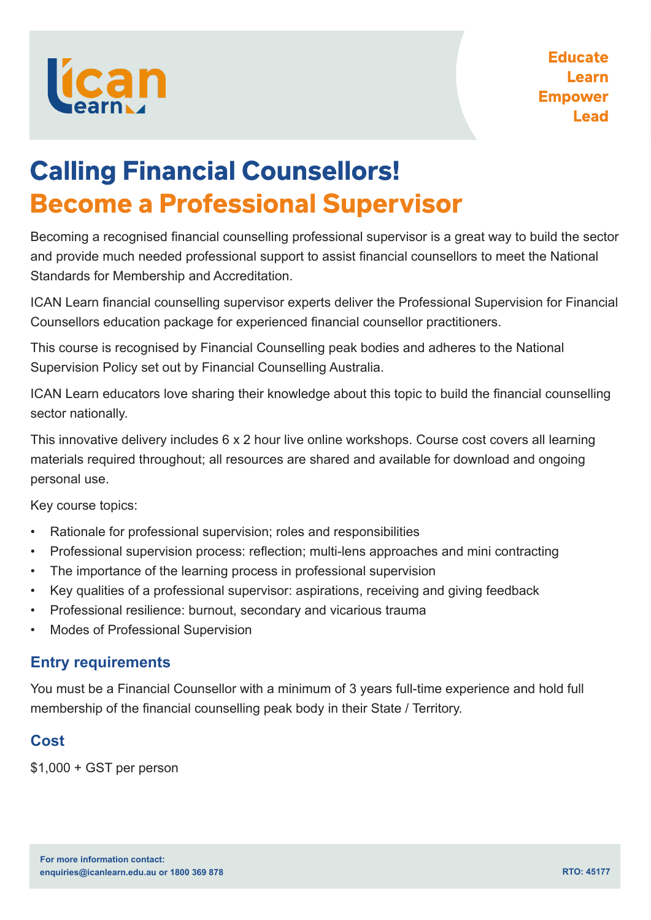ICAN Learn

Educate
Learn
Empower
Lead

# Calling Financial Counsellors!
# Become a Professional Supervisor

Becoming a recognised financial counselling professional supervisor is a great way to build the sector and provide much needed professional support to assist financial counsellors to meet the National Standards for Membership and Accreditation.

ICAN Learn financial counselling supervisor experts deliver the Professional Supervision for Financial Counsellors education package for experienced financial counsellor practitioners.

This course is recognised by Financial Counselling peak bodies and adheres to the National Supervision Policy set out by Financial Counselling Australia.

ICAN Learn educators love sharing their knowledge about this topic to build the financial counselling sector nationally.

This innovative delivery includes 6 x 2 hour live online workshops. Course cost covers all learning materials required throughout; all resources are shared and available for download and ongoing personal use.

Key course topics:

- Rationale for professional supervision; roles and responsibilities
- Professional supervision process: reflection; multi-lens approaches and mini contracting
- The importance of the learning process in professional supervision
- Key qualities of a professional supervisor: aspirations, receiving and giving feedback
- Professional resilience: burnout, secondary and vicarious trauma
- Modes of Professional Supervision

## Entry requirements

You must be a Financial Counsellor with a minimum of 3 years full-time experience and hold full membership of the financial counselling peak body in their State / Territory.

## Cost

$1,000 + GST per person

**For more information contact:**
**enquiries@icanlearn.edu.au or 1800 369 878**

**RTO: 45177**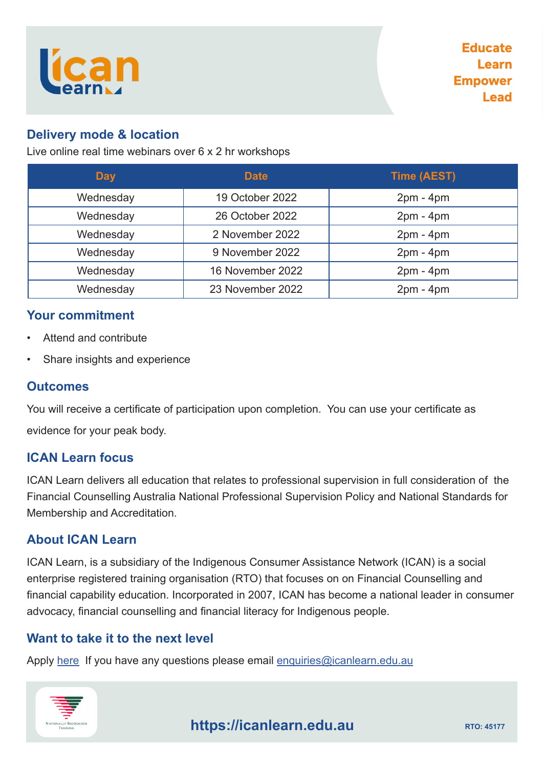Educate
Learn
Empower
Lead

## Delivery mode & location

Live online real time webinars over 6 x 2 hr workshops

| Day | Date | Time (AEST) |
|---|---|---|
| Wednesday | 19 October 2022 | 2pm - 4pm |
| Wednesday | 26 October 2022 | 2pm - 4pm |
| Wednesday | 2 November 2022 | 2pm - 4pm |
| Wednesday | 9 November 2022 | 2pm - 4pm |
| Wednesday | 16 November 2022 | 2pm - 4pm |
| Wednesday | 23 November 2022 | 2pm - 4pm |

## Your commitment

- Attend and contribute
- Share insights and experience

## Outcomes

You will receive a certificate of participation upon completion. You can use your certificate as evidence for your peak body.

## ICAN Learn focus

ICAN Learn delivers all education that relates to professional supervision in full consideration of the Financial Counselling Australia National Professional Supervision Policy and National Standards for Membership and Accreditation.

## About ICAN Learn

ICAN Learn, is a subsidiary of the Indigenous Consumer Assistance Network (ICAN) is a social enterprise registered training organisation (RTO) that focuses on on Financial Counselling and financial capability education. Incorporated in 2007, ICAN has become a national leader in consumer advocacy, financial counselling and financial literacy for Indigenous people.

## Want to take it to the next level

Apply here If you have any questions please email enquiries@icanlearn.edu.au

Nationally Recognised Training

**https://icanlearn.edu.au**

RTO: 45177